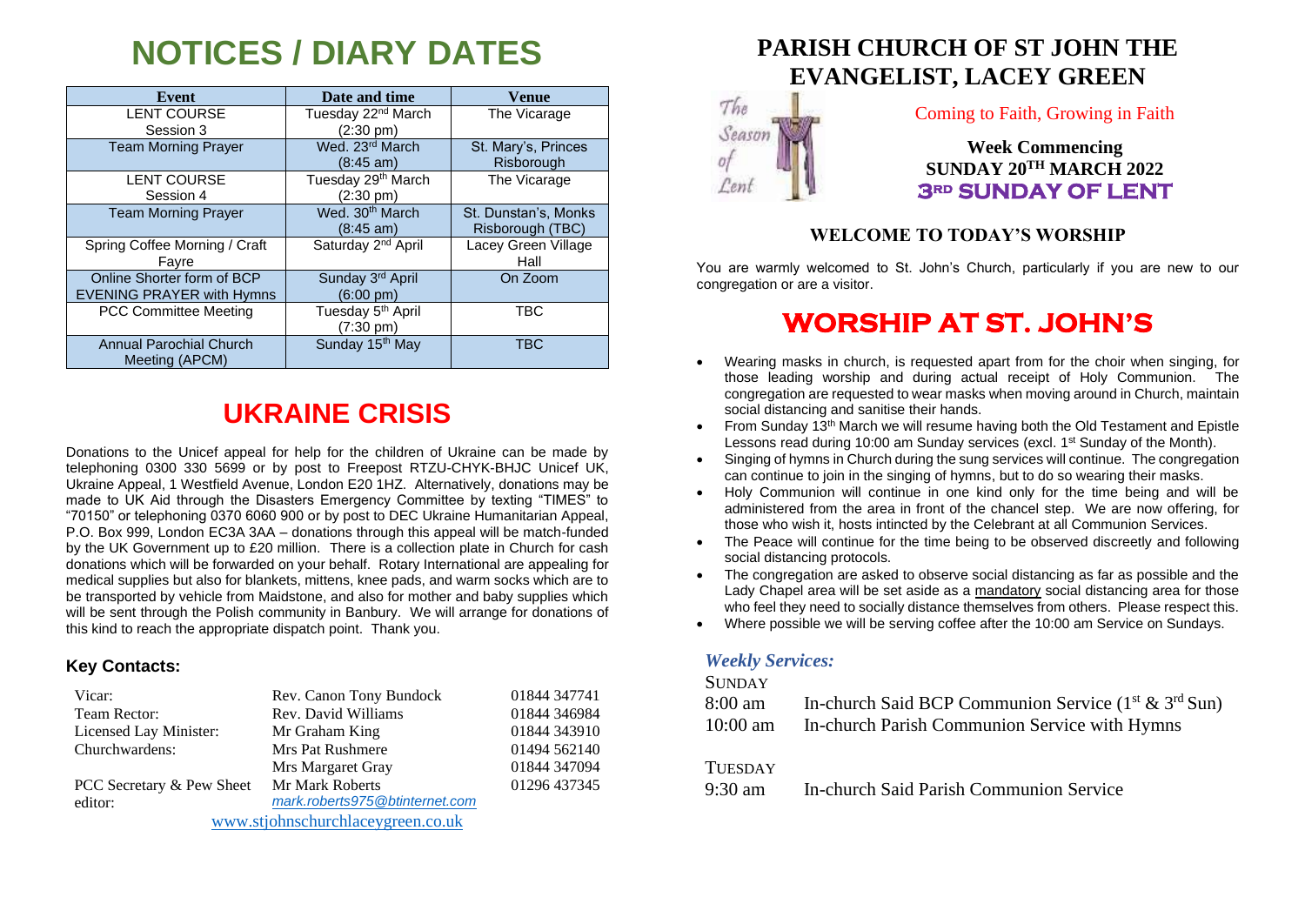# NOTICES / DIARY DATES

| Event | Date and time | Venue |
|---|---|---|
| LENT COURSE Session 3 | Tuesday 22nd March (2:30 pm) | The Vicarage |
| Team Morning Prayer | Wed. 23rd March (8:45 am) | St. Mary's, Princes Risborough |
| LENT COURSE Session 4 | Tuesday 29th March (2:30 pm) | The Vicarage |
| Team Morning Prayer | Wed. 30th March (8:45 am) | St. Dunstan's, Monks Risborough (TBC) |
| Spring Coffee Morning / Craft Fayre | Saturday 2nd April | Lacey Green Village Hall |
| Online Shorter form of BCP EVENING PRAYER with Hymns | Sunday 3rd April (6:00 pm) | On Zoom |
| PCC Committee Meeting | Tuesday 5th April (7:30 pm) | TBC |
| Annual Parochial Church Meeting (APCM) | Sunday 15th May | TBC |

## UKRAINE CRISIS

Donations to the Unicef appeal for help for the children of Ukraine can be made by telephoning 0300 330 5699 or by post to Freepost RTZU-CHYK-BHJC Unicef UK, Ukraine Appeal, 1 Westfield Avenue, London E20 1HZ. Alternatively, donations may be made to UK Aid through the Disasters Emergency Committee by texting "TIMES" to "70150" or telephoning 0370 6060 900 or by post to DEC Ukraine Humanitarian Appeal, P.O. Box 999, London EC3A 3AA – donations through this appeal will be match-funded by the UK Government up to £20 million. There is a collection plate in Church for cash donations which will be forwarded on your behalf. Rotary International are appealing for medical supplies but also for blankets, mittens, knee pads, and warm socks which are to be transported by vehicle from Maidstone, and also for mother and baby supplies which will be sent through the Polish community in Banbury. We will arrange for donations of this kind to reach the appropriate dispatch point. Thank you.

### Key Contacts:

| | | |
|---|---|---|
| Vicar: | Rev. Canon Tony Bundock | 01844 347741 |
| Team Rector: | Rev. David Williams | 01844 346984 |
| Licensed Lay Minister: | Mr Graham King | 01844 343910 |
| Churchwardens: | Mrs Pat Rushmere | 01494 562140 |
| | Mrs Margaret Gray | 01844 347094 |
| PCC Secretary & Pew Sheet editor: | Mr Mark Roberts *mark.roberts975@btinternet.com* | 01296 437345 |

www.stjohnschurchlaceygreen.co.uk

# PARISH CHURCH OF ST JOHN THE EVANGELIST, LACEY GREEN

The Season of Lent

Coming to Faith, Growing in Faith

**Week Commencing**
**SUNDAY 20TH MARCH 2022**
**3RD SUNDAY OF LENT**

### WELCOME TO TODAY'S WORSHIP

You are warmly welcomed to St. John's Church, particularly if you are new to our congregation or are a visitor.

## WORSHIP AT ST. JOHN'S

- Wearing masks in church, is requested apart from for the choir when singing, for those leading worship and during actual receipt of Holy Communion. The congregation are requested to wear masks when moving around in Church, maintain social distancing and sanitise their hands.
- From Sunday 13th March we will resume having both the Old Testament and Epistle Lessons read during 10:00 am Sunday services (excl. 1st Sunday of the Month).
- Singing of hymns in Church during the sung services will continue. The congregation can continue to join in the singing of hymns, but to do so wearing their masks.
- Holy Communion will continue in one kind only for the time being and will be administered from the area in front of the chancel step. We are now offering, for those who wish it, hosts intincted by the Celebrant at all Communion Services.
- The Peace will continue for the time being to be observed discreetly and following social distancing protocols.
- The congregation are asked to observe social distancing as far as possible and the Lady Chapel area will be set aside as a mandatory social distancing area for those who feel they need to socially distance themselves from others. Please respect this.
- Where possible we will be serving coffee after the 10:00 am Service on Sundays.

### *Weekly Services:*

SUNDAY

8:00 am — In-church Said BCP Communion Service (1st & 3rd Sun)

10:00 am — In-church Parish Communion Service with Hymns

TUESDAY

9:30 am — In-church Said Parish Communion Service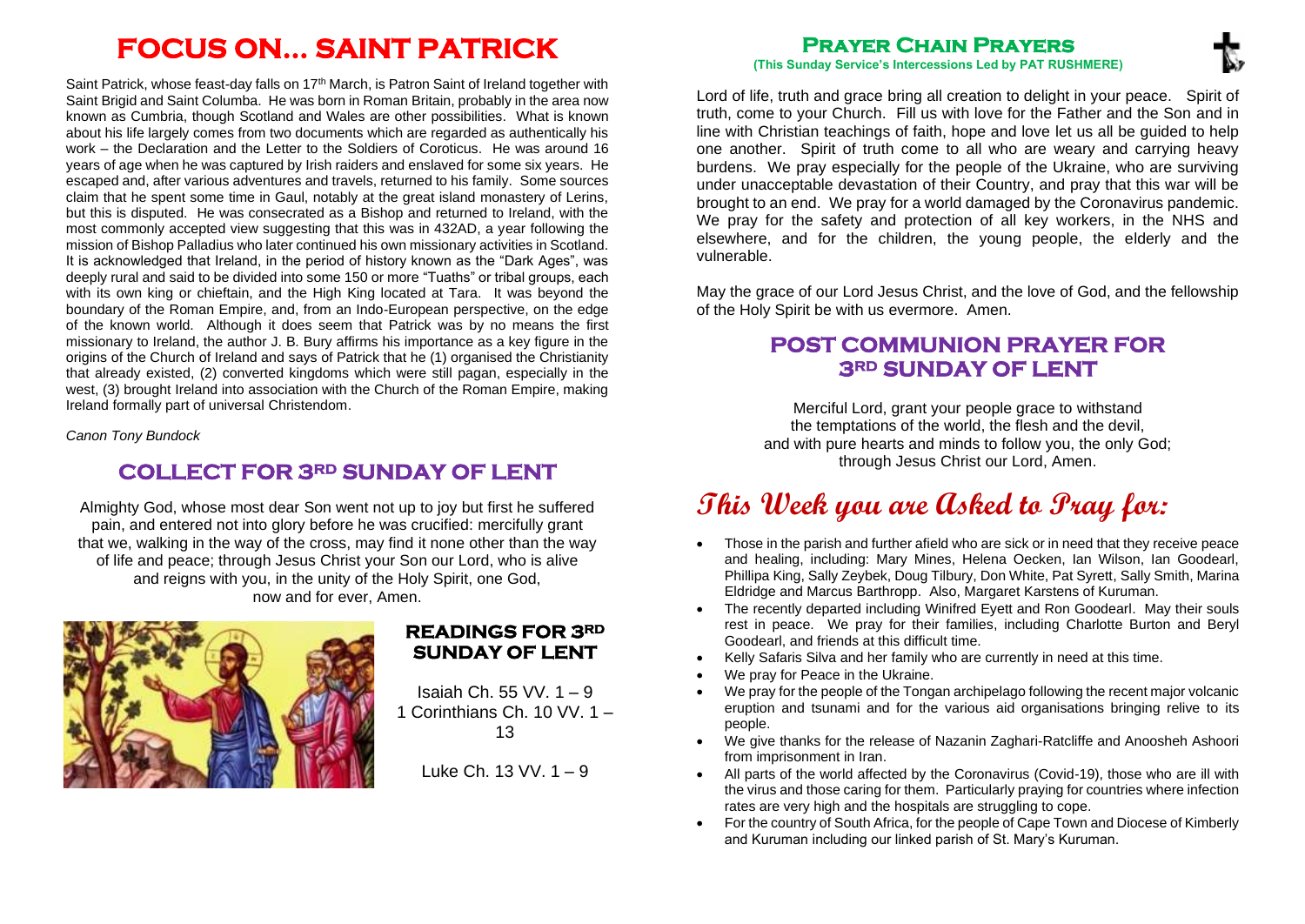# FOCUS ON… SAINT PATRICK

Saint Patrick, whose feast-day falls on 17th March, is Patron Saint of Ireland together with Saint Brigid and Saint Columba. He was born in Roman Britain, probably in the area now known as Cumbria, though Scotland and Wales are other possibilities. What is known about his life largely comes from two documents which are regarded as authentically his work – the Declaration and the Letter to the Soldiers of Coroticus. He was around 16 years of age when he was captured by Irish raiders and enslaved for some six years. He escaped and, after various adventures and travels, returned to his family. Some sources claim that he spent some time in Gaul, notably at the great island monastery of Lerins, but this is disputed. He was consecrated as a Bishop and returned to Ireland, with the most commonly accepted view suggesting that this was in 432AD, a year following the mission of Bishop Palladius who later continued his own missionary activities in Scotland. It is acknowledged that Ireland, in the period of history known as the "Dark Ages", was deeply rural and said to be divided into some 150 or more "Tuaths" or tribal groups, each with its own king or chieftain, and the High King located at Tara. It was beyond the boundary of the Roman Empire, and, from an Indo-European perspective, on the edge of the known world. Although it does seem that Patrick was by no means the first missionary to Ireland, the author J. B. Bury affirms his importance as a key figure in the origins of the Church of Ireland and says of Patrick that he (1) organised the Christianity that already existed, (2) converted kingdoms which were still pagan, especially in the west, (3) brought Ireland into association with the Church of the Roman Empire, making Ireland formally part of universal Christendom.

*Canon Tony Bundock*

## COLLECT FOR 3RD SUNDAY OF LENT

Almighty God, whose most dear Son went not up to joy but first he suffered pain, and entered not into glory before he was crucified: mercifully grant that we, walking in the way of the cross, may find it none other than the way of life and peace; through Jesus Christ your Son our Lord, who is alive and reigns with you, in the unity of the Holy Spirit, one God, now and for ever, Amen.

## READINGS FOR 3RD SUNDAY OF LENT

Isaiah Ch. 55 VV. 1 – 9
1 Corinthians Ch. 10 VV. 1 – 13

Luke Ch. 13 VV. 1 – 9

## PRAYER CHAIN PRAYERS

**(This Sunday Service's Intercessions Led by PAT RUSHMERE)**

Lord of life, truth and grace bring all creation to delight in your peace. Spirit of truth, come to your Church. Fill us with love for the Father and the Son and in line with Christian teachings of faith, hope and love let us all be guided to help one another. Spirit of truth come to all who are weary and carrying heavy burdens. We pray especially for the people of the Ukraine, who are surviving under unacceptable devastation of their Country, and pray that this war will be brought to an end. We pray for a world damaged by the Coronavirus pandemic. We pray for the safety and protection of all key workers, in the NHS and elsewhere, and for the children, the young people, the elderly and the vulnerable.

May the grace of our Lord Jesus Christ, and the love of God, and the fellowship of the Holy Spirit be with us evermore. Amen.

## POST COMMUNION PRAYER FOR 3RD SUNDAY OF LENT

Merciful Lord, grant your people grace to withstand
the temptations of the world, the flesh and the devil,
and with pure hearts and minds to follow you, the only God;
through Jesus Christ our Lord, Amen.

# This Week you are Asked to Pray for:

- Those in the parish and further afield who are sick or in need that they receive peace and healing, including: Mary Mines, Helena Oecken, Ian Wilson, Ian Goodearl, Phillipa King, Sally Zeybek, Doug Tilbury, Don White, Pat Syrett, Sally Smith, Marina Eldridge and Marcus Barthropp. Also, Margaret Karstens of Kuruman.
- The recently departed including Winifred Eyett and Ron Goodearl. May their souls rest in peace. We pray for their families, including Charlotte Burton and Beryl Goodearl, and friends at this difficult time.
- Kelly Safaris Silva and her family who are currently in need at this time.
- We pray for Peace in the Ukraine.
- We pray for the people of the Tongan archipelago following the recent major volcanic eruption and tsunami and for the various aid organisations bringing relive to its people.
- We give thanks for the release of Nazanin Zaghari-Ratcliffe and Anoosheh Ashoori from imprisonment in Iran.
- All parts of the world affected by the Coronavirus (Covid-19), those who are ill with the virus and those caring for them. Particularly praying for countries where infection rates are very high and the hospitals are struggling to cope.
- For the country of South Africa, for the people of Cape Town and Diocese of Kimberly and Kuruman including our linked parish of St. Mary's Kuruman.